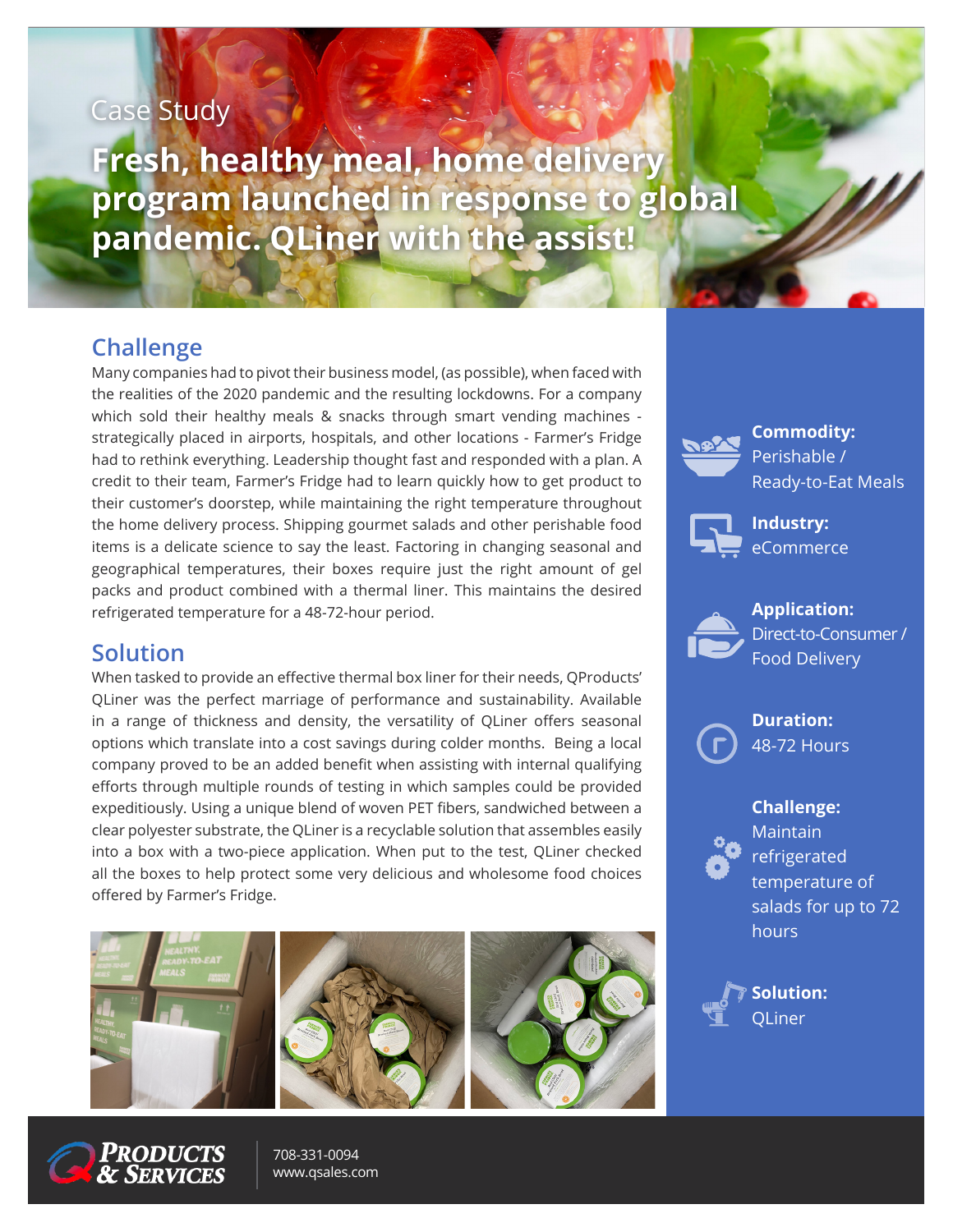Case Study

# Fresh, healthy meal, home delivery program launched in response to global pandemic. QLiner with the assist!

## Challenge

Many companies had to pivot their business model, (as possible), when faced with the realities of the 2020 pandemic and the resulting lockdowns. For a company which sold their healthy meals & snacks through smart vending machines - strategically placed in airports, hospitals, and other locations - Farmer's Fridge had to rethink everything. Leadership thought fast and responded with a plan. A credit to their team, Farmer's Fridge had to learn quickly how to get product to their customer's doorstep, while maintaining the right temperature throughout the home delivery process. Shipping gourmet salads and other perishable food items is a delicate science to say the least. Factoring in changing seasonal and geographical temperatures, their boxes require just the right amount of gel packs and product combined with a thermal liner. This maintains the desired refrigerated temperature for a 48-72-hour period.

## Solution

When tasked to provide an effective thermal box liner for their needs, QProducts' QLiner was the perfect marriage of performance and sustainability. Available in a range of thickness and density, the versatility of QLiner offers seasonal options which translate into a cost savings during colder months. Being a local company proved to be an added benefit when assisting with internal qualifying efforts through multiple rounds of testing in which samples could be provided expeditiously. Using a unique blend of woven PET fibers, sandwiched between a clear polyester substrate, the QLiner is a recyclable solution that assembles easily into a box with a two-piece application. When put to the test, QLiner checked all the boxes to help protect some very delicious and wholesome food choices offered by Farmer's Fridge.

**Commodity:** Perishable / Ready-to-Eat Meals

**Industry:** eCommerce

**Application:** Direct-to-Consumer / Food Delivery

**Duration:** 48-72 Hours

**Challenge:** Maintain refrigerated temperature of salads for up to 72 hours

**Solution:** QLiner

Q Products & Services

708-331-0094
www.qsales.com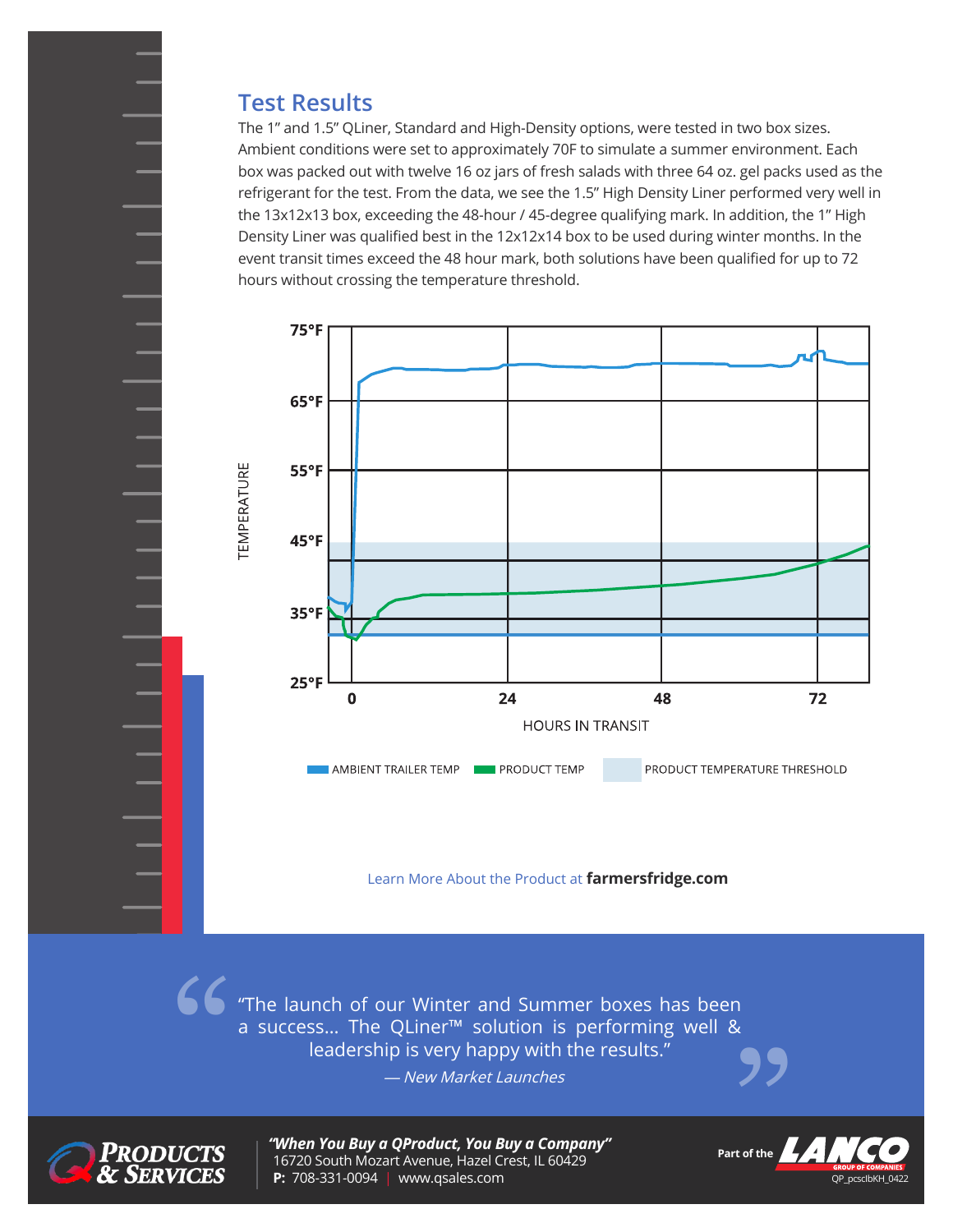## Test Results

The 1" and 1.5" QLiner, Standard and High-Density options, were tested in two box sizes. Ambient conditions were set to approximately 70F to simulate a summer environment. Each box was packed out with twelve 16 oz jars of fresh salads with three 64 oz. gel packs used as the refrigerant for the test. From the data, we see the 1.5" High Density Liner performed very well in the 13x12x13 box, exceeding the 48-hour / 45-degree qualifying mark. In addition, the 1" High Density Liner was qualified best in the 12x12x14 box to be used during winter months. In the event transit times exceed the 48 hour mark, both solutions have been qualified for up to 72 hours without crossing the temperature threshold.

TEMPERATURE

75°F
65°F
55°F
45°F
35°F
25°F

0
24
48
72

HOURS IN TRANSIT

AMBIENT TRAILER TEMP
PRODUCT TEMP
PRODUCT TEMPERATURE THRESHOLD

Learn More About the Product at **farmersfridge.com**

> "The launch of our Winter and Summer boxes has been a success... The QLiner™ solution is performing well & leadership is very happy with the results."
>
> *— New Market Launches*

Products & Services

***"When You Buy a QProduct, You Buy a Company"***
16720 South Mozart Avenue, Hazel Crest, IL 60429
**P:** 708-331-0094 | www.qsales.com

Part of the LANCO GROUP OF COMPANIES

QP_pcsclbKH_0422